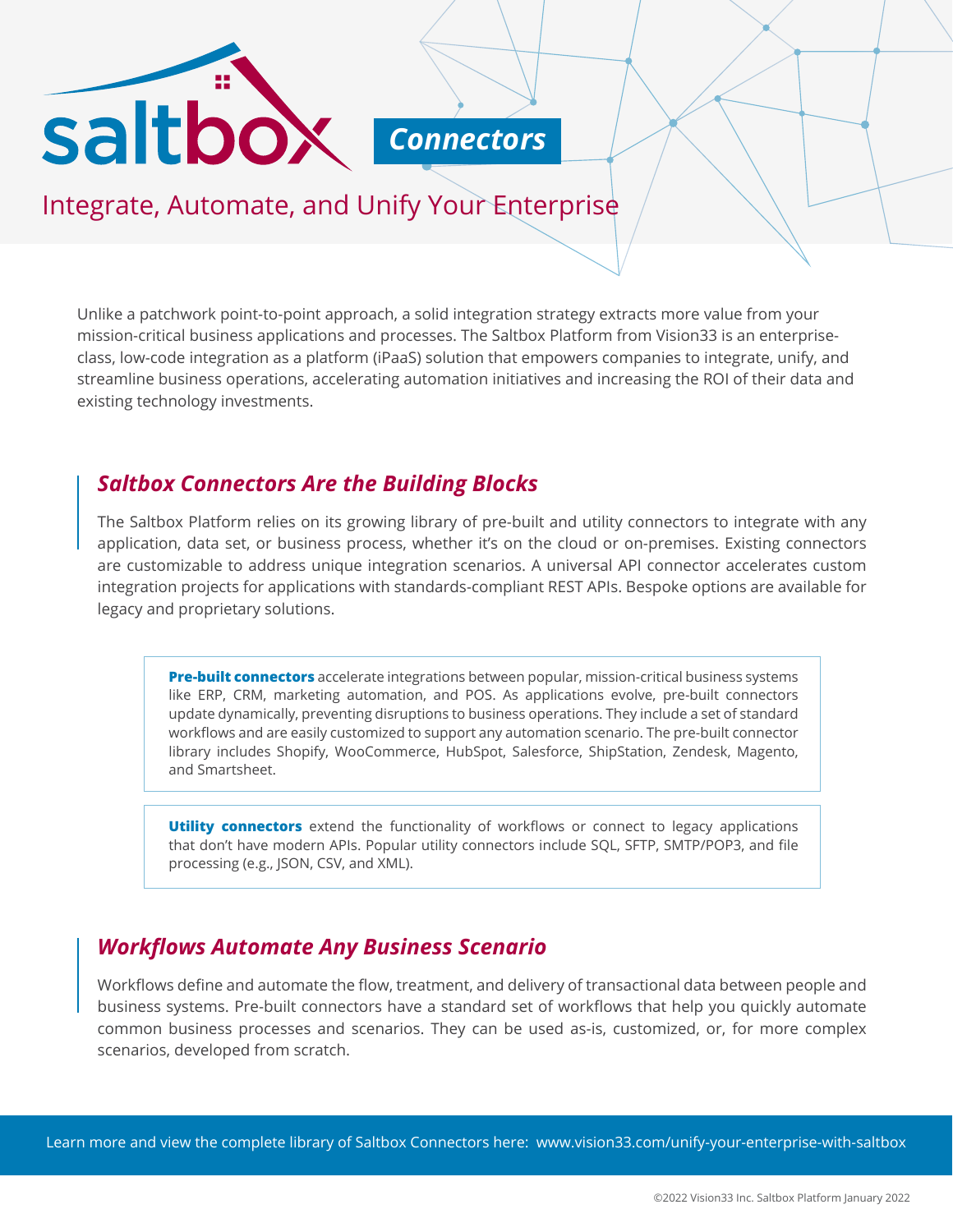# saltbox Connectors

## Integrate, Automate, and Unify Your Enterprise

Unlike a patchwork point-to-point approach, a solid integration strategy extracts more value from your mission-critical business applications and processes. The Saltbox Platform from Vision33 is an enterprise-class, low-code integration as a platform (iPaaS) solution that empowers companies to integrate, unify, and streamline business operations, accelerating automation initiatives and increasing the ROI of their data and existing technology investments.

### *Saltbox Connectors Are the Building Blocks*

The Saltbox Platform relies on its growing library of pre-built and utility connectors to integrate with any application, data set, or business process, whether it's on the cloud or on-premises. Existing connectors are customizable to address unique integration scenarios. A universal API connector accelerates custom integration projects for applications with standards-compliant REST APIs. Bespoke options are available for legacy and proprietary solutions.

**Pre-built connectors** accelerate integrations between popular, mission-critical business systems like ERP, CRM, marketing automation, and POS. As applications evolve, pre-built connectors update dynamically, preventing disruptions to business operations. They include a set of standard workflows and are easily customized to support any automation scenario. The pre-built connector library includes Shopify, WooCommerce, HubSpot, Salesforce, ShipStation, Zendesk, Magento, and Smartsheet.

**Utility connectors** extend the functionality of workflows or connect to legacy applications that don't have modern APIs. Popular utility connectors include SQL, SFTP, SMTP/POP3, and file processing (e.g., JSON, CSV, and XML).

### *Workflows Automate Any Business Scenario*

Workflows define and automate the flow, treatment, and delivery of transactional data between people and business systems. Pre-built connectors have a standard set of workflows that help you quickly automate common business processes and scenarios. They can be used as-is, customized, or, for more complex scenarios, developed from scratch.

Learn more and view the complete library of Saltbox Connectors here: www.vision33.com/unify-your-enterprise-with-saltbox

©2022 Vision33 Inc. Saltbox Platform January 2022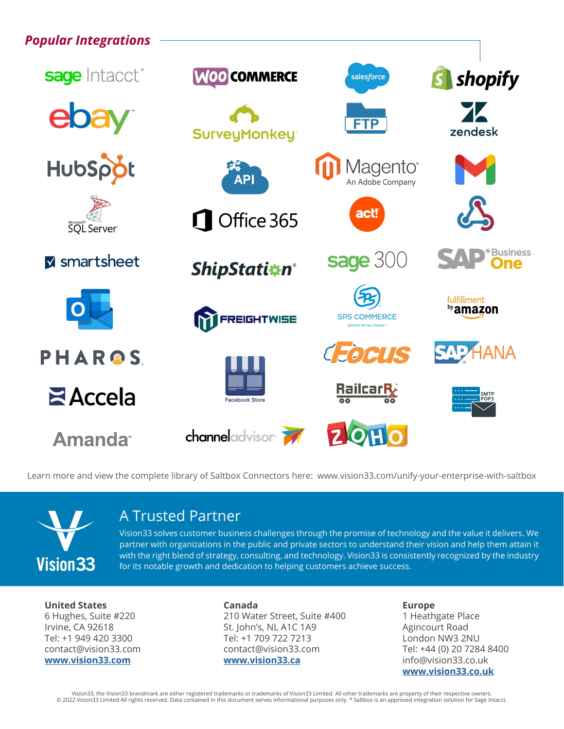## *Popular Integrations*

sage Intacct*

WooCommerce

salesforce

shopify

ebay

SurveyMonkey

FTP

zendesk

HubSpot

API

Magento An Adobe Company

Microsoft SQL Server

Office 365

act!

smartsheet

ShipStation

sage 300

SAP Business One

SPS COMMERCE INFINITE RETAIL POWER

fulfillment by amazon

PHAROS

FREIGHTWISE

Focus

SAP HANA

Accela

Facebook Store

RailcarRx

SMTP POP3

Amanda

channeladvisor

ZOHO

Learn more and view the complete library of Saltbox Connectors here: www.vision33.com/unify-your-enterprise-with-saltbox

Vision33

## A Trusted Partner

Vision33 solves customer business challenges through the promise of technology and the value it delivers. We partner with organizations in the public and private sectors to understand their vision and help them attain it with the right blend of strategy, consulting, and technology. Vision33 is consistently recognized by the industry for its notable growth and dedication to helping customers achieve success.

**United States**
6 Hughes, Suite #220
Irvine, CA 92618
Tel: +1 949 420 3300
contact@vision33.com
**www.vision33.com**

**Canada**
210 Water Street, Suite #400
St. John's, NL A1C 1A9
Tel: +1 709 722 7213
contact@vision33.com
**www.vision33.ca**

**Europe**
1 Heathgate Place
Agincourt Road
London NW3 2NU
Tel: +44 (0) 20 7284 8400
info@vision33.co.uk
**www.vision33.co.uk**

Vision33, the Vision33 brandmark are either registered trademarks or trademarks of Vision33 Limited. All other trademarks are property of their respective owners.
© 2022 Vision33 Limited All rights reserved. Data contained in this document serves informational purposes only. * Saltbox is an approved integration solution for Sage Intacct.